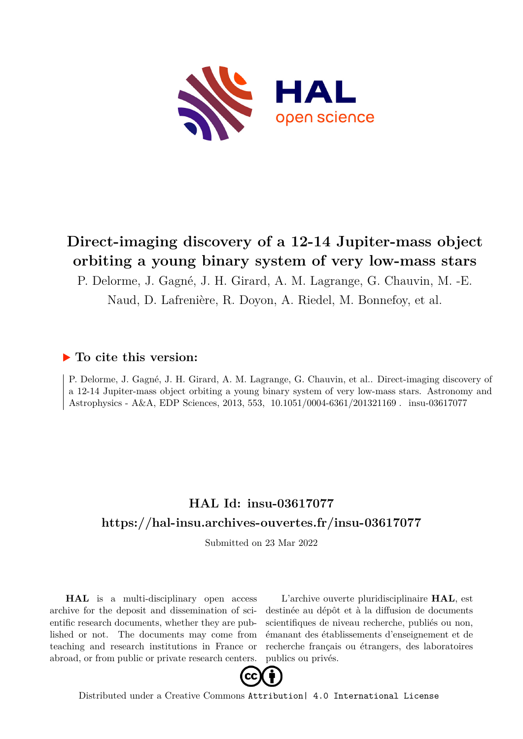# Direct-imaging discovery of a 12-14 Jupiter-mass object orbiting a young binary system of very low-mass stars

P. Delorme, J. Gagné, J. H. Girard, A. M. Lagrange, G. Chauvin, M. -E. Naud, D. Lafrenière, R. Doyon, A. Riedel, M. Bonnefoy, et al.

## ▶ To cite this version:

P. Delorme, J. Gagné, J. H. Girard, A. M. Lagrange, G. Chauvin, et al.. Direct-imaging discovery of a 12-14 Jupiter-mass object orbiting a young binary system of very low-mass stars. Astronomy and Astrophysics - A&A, EDP Sciences, 2013, 553, 10.1051/0004-6361/201321169 . insu-03617077

## HAL Id: insu-03617077

## https://hal-insu.archives-ouvertes.fr/insu-03617077

Submitted on 23 Mar 2022

**HAL** is a multi-disciplinary open access archive for the deposit and dissemination of scientific research documents, whether they are published or not. The documents may come from teaching and research institutions in France or abroad, or from public or private research centers.

L'archive ouverte pluridisciplinaire **HAL**, est destinée au dépôt et à la diffusion de documents scientifiques de niveau recherche, publiés ou non, émanant des établissements d'enseignement et de recherche français ou étrangers, des laboratoires publics ou privés.

Distributed under a Creative Commons Attribution| 4.0 International License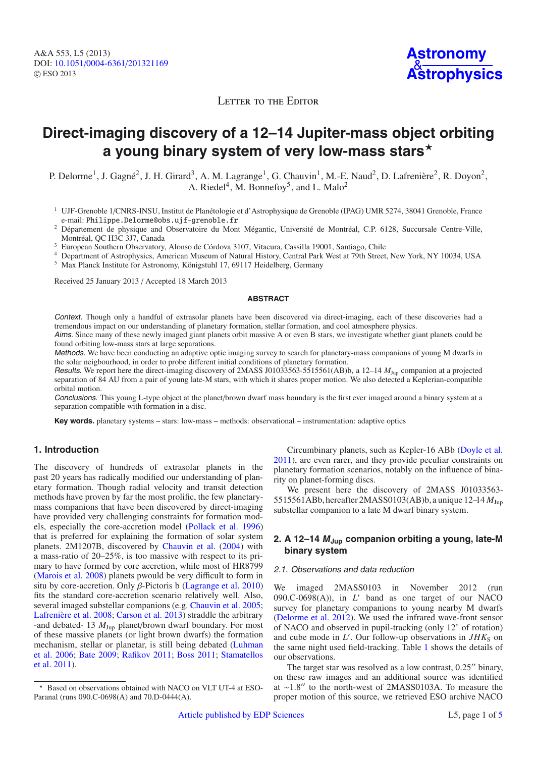# Direct-imaging discovery of a 12–14 Jupiter-mass object orbiting a young binary system of very low-mass stars*

P. Delorme[1], J. Gagné[2], J. H. Girard[3], A. M. Lagrange[1], G. Chauvin[1], M.-E. Naud[2], D. Lafrenière[2], R. Doyon[2], A. Riedel[4], M. Bonnefoy[5], and L. Malo[2]

[1] UJF-Grenoble 1/CNRS-INSU, Institut de Planétologie et d'Astrophysique de Grenoble (IPAG) UMR 5274, 38041 Grenoble, France
e-mail: Philippe.Delorme@obs.ujf-grenoble.fr

[2] Département de physique and Observatoire du Mont Mégantic, Université de Montréal, C.P. 6128, Succursale Centre-Ville, Montréal, QC H3C 3J7, Canada

[3] European Southern Observatory, Alonso de Córdova 3107, Vitacura, Cassilla 19001, Santiago, Chile

[4] Department of Astrophysics, American Museum of Natural History, Central Park West at 79th Street, New York, NY 10034, USA

[5] Max Planck Institute for Astronomy, Königstuhl 17, 69117 Heidelberg, Germany

Received 25 January 2013 / Accepted 18 March 2013

## ABSTRACT

*Context.* Though only a handful of extrasolar planets have been discovered via direct-imaging, each of these discoveries had a tremendous impact on our understanding of planetary formation, stellar formation, and cool atmosphere physics.

*Aims.* Since many of these newly imaged giant planets orbit massive A or even B stars, we investigate whether giant planets could be found orbiting low-mass stars at large separations.

*Methods.* We have been conducting an adaptive optic imaging survey to search for planetary-mass companions of young M dwarfs in the solar neigbourhood, in order to probe different initial conditions of planetary formation.

*Results.* We report here the direct-imaging discovery of 2MASS J01033563-5515561(AB)b, a 12–14 $M_{\rm Jup}$ companion at a projected separation of 84 AU from a pair of young late-M stars, with which it shares proper motion. We also detected a Keplerian-compatible orbital motion.

*Conclusions.* This young L-type object at the planet/brown dwarf mass boundary is the first ever imaged around a binary system at a separation compatible with formation in a disc.

**Key words.** planetary systems – stars: low-mass – methods: observational – instrumentation: adaptive optics

## 1. Introduction

The discovery of hundreds of extrasolar planets in the past 20 years has radically modified our understanding of planetary formation. Though radial velocity and transit detection methods have proven by far the most prolific, the few planetary-mass companions that have been discovered by direct-imaging have provided very challenging constraints for formation models, especially the core-accretion model (Pollack et al. 1996) that is preferred for explaining the formation of solar system planets. 2M1207B, discovered by Chauvin et al. (2004) with a mass-ratio of 20–25%, is too massive with respect to its primary to have formed by core accretion, while most of HR8799 (Marois et al. 2008) planets pwould be very difficult to form in situ by core-accretion. Only $\beta$-Pictoris b (Lagrange et al. 2010) fits the standard core-accretion scenario relatively well. Also, several imaged substellar companions (e.g. Chauvin et al. 2005; Lafrenière et al. 2008; Carson et al. 2013) straddle the arbitrary -and debated- 13 $M_{\rm Jup}$ planet/brown dwarf boundary. For most of these massive planets (or light brown dwarfs) the formation mechanism, stellar or planetar, is still being debated (Luhman et al. 2006; Bate 2009; Rafikov 2011; Boss 2011; Stamatellos et al. 2011).

Circumbinary planets, such as Kepler-16 ABb (Doyle et al. 2011), are even rarer, and they provide peculiar constraints on planetary formation scenarios, notably on the influence of binarity on planet-forming discs.

We present here the discovery of 2MASS J01033563-5515561ABb, hereafter 2MASS0103(AB)b, a unique 12–14 $M_{\rm Jup}$ substellar companion to a late M dwarf binary system.

## 2. A 12–14 $M_{\rm Jup}$ companion orbiting a young, late-M binary system

### 2.1. Observations and data reduction

We imaged 2MASS0103 in November 2012 (run 090.C-0698(A)), in $L'$ band as one target of our NACO survey for planetary companions to young nearby M dwarfs (Delorme et al. 2012). We used the infrared wave-front sensor of NACO and observed in pupil-tracking (only 12° of rotation) and cube mode in $L'$. Our follow-up observations in $JHK_{\rm S}$ on the same night used field-tracking. Table 1 shows the details of our observations.

The target star was resolved as a low contrast, 0.25″ binary, on these raw images and an additional source was identified at ~1.8″ to the north-west of 2MASS0103A. To measure the proper motion of this source, we retrieved ESO archive NACO

---

* Based on observations obtained with NACO on VLT UT-4 at ESO-Paranal (runs 090.C-0698(A) and 70.D-0444(A).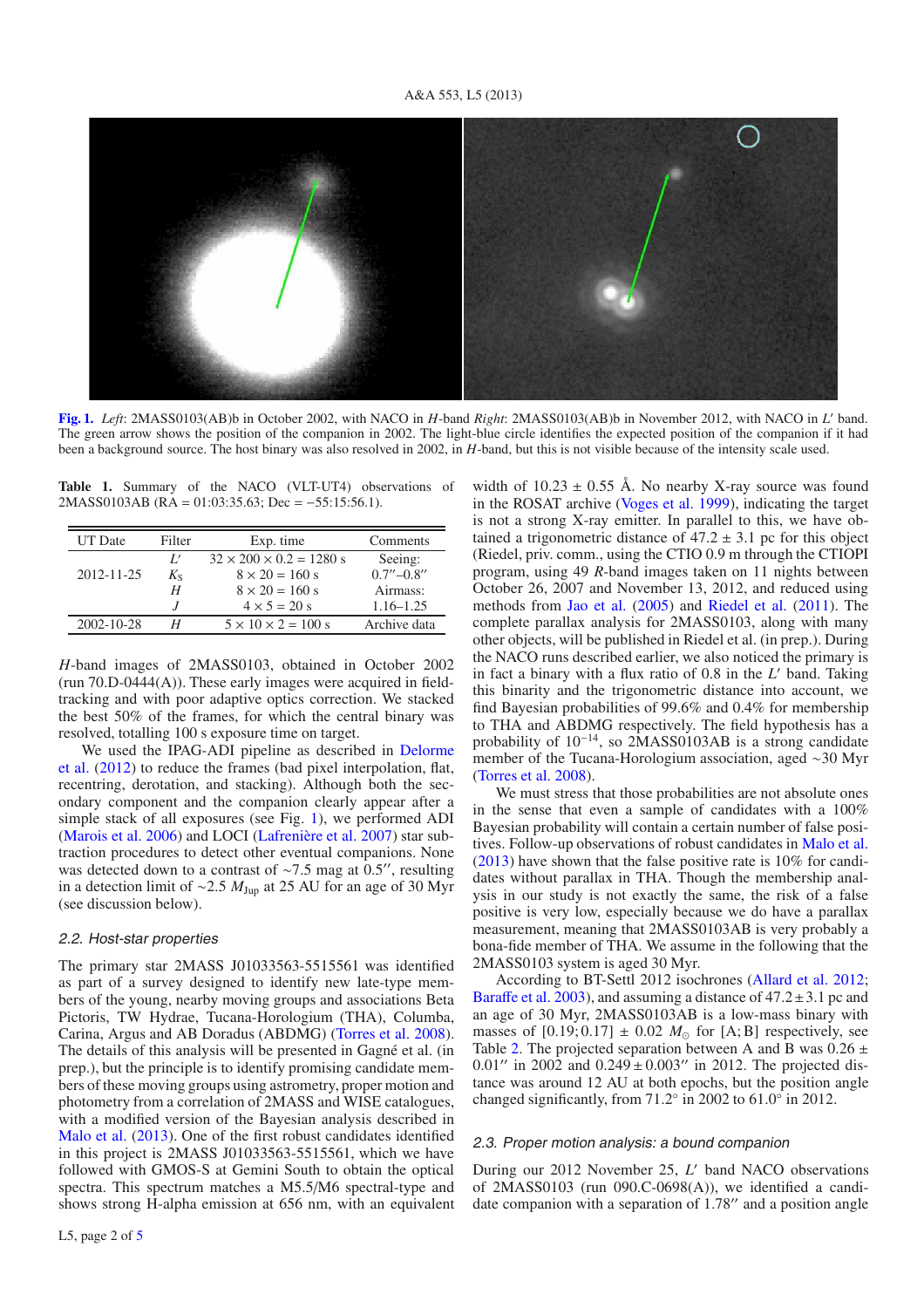**Fig. 1.** *Left*: 2MASS0103(AB)b in October 2002, with NACO in *H*-band *Right*: 2MASS0103(AB)b in November 2012, with NACO in *L*′ band. The green arrow shows the position of the companion in 2002. The light-blue circle identifies the expected position of the companion if it had been a background source. The host binary was also resolved in 2002, in *H*-band, but this is not visible because of the intensity scale used.

**Table 1.** Summary of the NACO (VLT-UT4) observations of 2MASS0103AB (RA = 01:03:35.63; Dec = −55:15:56.1).

| UT Date | Filter | Exp. time | Comments |
|---|---|---|---|
| 2012-11-25 | $L'$ | 32 × 200 × 0.2 = 1280 s | Seeing: |
| | $K_S$ | 8 × 20 = 160 s | 0.7″–0.8″ |
| | $H$ | 8 × 20 = 160 s | Airmass: |
| | $J$ | 4 × 5 = 20 s | 1.16–1.25 |
| 2002-10-28 | $H$ | 5 × 10 × 2 = 100 s | Archive data |

*H*-band images of 2MASS0103, obtained in October 2002 (run 70.D-0444(A)). These early images were acquired in field-tracking and with poor adaptive optics correction. We stacked the best 50% of the frames, for which the central binary was resolved, totalling 100 s exposure time on target.

We used the IPAG-ADI pipeline as described in Delorme et al. (2012) to reduce the frames (bad pixel interpolation, flat, recentring, derotation, and stacking). Although both the secondary component and the companion clearly appear after a simple stack of all exposures (see Fig. 1), we performed ADI (Marois et al. 2006) and LOCI (Lafrenière et al. 2007) star subtraction procedures to detect other eventual companions. None was detected down to a contrast of ~7.5 mag at 0.5″, resulting in a detection limit of ~2.5 $M_{\rm Jup}$ at 25 AU for an age of 30 Myr (see discussion below).

### 2.2. Host-star properties

The primary star 2MASS J01033563-5515561 was identified as part of a survey designed to identify new late-type members of the young, nearby moving groups and associations Beta Pictoris, TW Hydrae, Tucana-Horologium (THA), Columba, Carina, Argus and AB Doradus (ABDMG) (Torres et al. 2008). The details of this analysis will be presented in Gagné et al. (in prep.), but the principle is to identify promising candidate members of these moving groups using astrometry, proper motion and photometry from a correlation of 2MASS and WISE catalogues, with a modified version of the Bayesian analysis described in Malo et al. (2013). One of the first robust candidates identified in this project is 2MASS J01033563-5515561, which we have followed with GMOS-S at Gemini South to obtain the optical spectra. This spectrum matches a M5.5/M6 spectral-type and shows strong H-alpha emission at 656 nm, with an equivalent width of 10.23 ± 0.55 Å. No nearby X-ray source was found in the ROSAT archive (Voges et al. 1999), indicating the target is not a strong X-ray emitter. In parallel to this, we have obtained a trigonometric distance of 47.2 ± 3.1 pc for this object (Riedel, priv. comm., using the CTIO 0.9 m through the CTIOPI program, using 49 *R*-band images taken on 11 nights between October 26, 2007 and November 13, 2012, and reduced using methods from Jao et al. (2005) and Riedel et al. (2011). The complete parallax analysis for 2MASS0103, along with many other objects, will be published in Riedel et al. (in prep.). During the NACO runs described earlier, we also noticed the primary is in fact a binary with a flux ratio of 0.8 in the *L*′ band. Taking this binarity and the trigonometric distance into account, we find Bayesian probabilities of 99.6% and 0.4% for membership to THA and ABDMG respectively. The field hypothesis has a probability of $10^{-14}$, so 2MASS0103AB is a strong candidate member of the Tucana-Horologium association, aged ~30 Myr (Torres et al. 2008).

We must stress that those probabilities are not absolute ones in the sense that even a sample of candidates with a 100% Bayesian probability will contain a certain number of false positives. Follow-up observations of robust candidates in Malo et al. (2013) have shown that the false positive rate is 10% for candidates without parallax in THA. Though the membership analysis in our study is not exactly the same, the risk of a false positive is very low, especially because we do have a parallax measurement, meaning that 2MASS0103AB is very probably a bona-fide member of THA. We assume in the following that the 2MASS0103 system is aged 30 Myr.

According to BT-Settl 2012 isochrones (Allard et al. 2012; Baraffe et al. 2003), and assuming a distance of 47.2 ± 3.1 pc and an age of 30 Myr, 2MASS0103AB is a low-mass binary with masses of [0.19; 0.17] ± 0.02 $M_\odot$ for [A; B] respectively, see Table 2. The projected separation between A and B was 0.26 ± 0.01″ in 2002 and 0.249 ± 0.003″ in 2012. The projected distance was around 12 AU at both epochs, but the position angle changed significantly, from 71.2° in 2002 to 61.0° in 2012.

### 2.3. Proper motion analysis: a bound companion

During our 2012 November 25, *L*′ band NACO observations of 2MASS0103 (run 090.C-0698(A)), we identified a candidate companion with a separation of 1.78″ and a position angle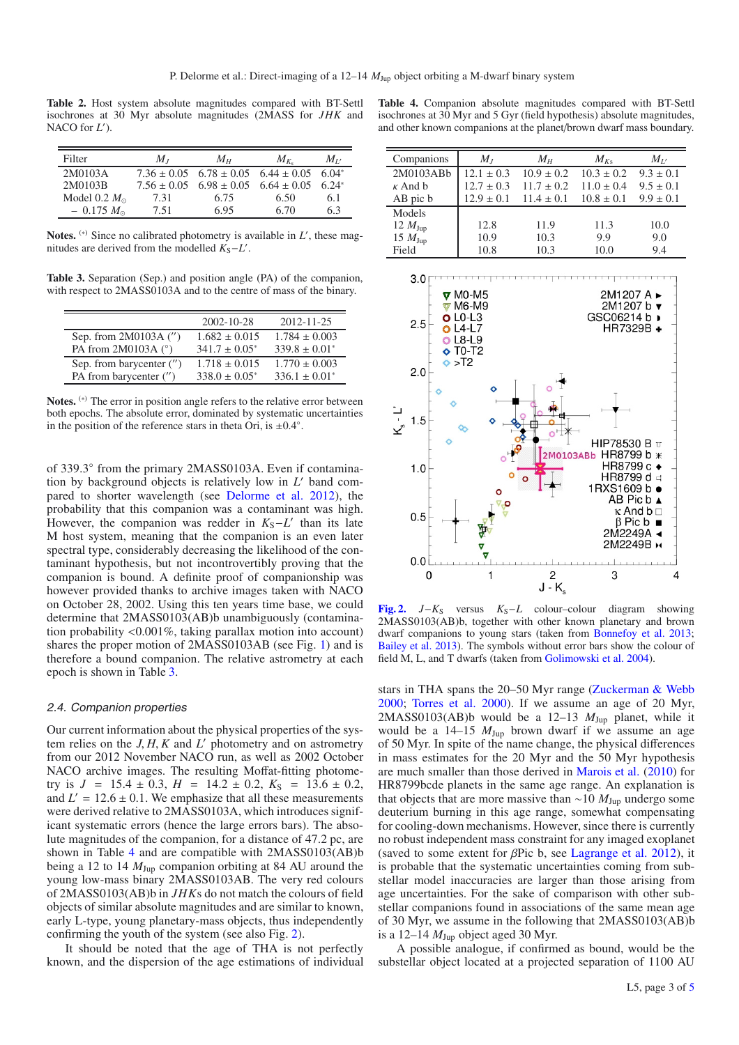**Table 2.** Host system absolute magnitudes compared with BT-Settl isochrones at 30 Myr absolute magnitudes (2MASS for $JHK$ and NACO for $L'$).

| Filter | $M_J$ | $M_H$ | $M_{K_s}$ | $M_{L'}$ |
|---|---|---|---|---|
| 2M0103A | 7.36 ± 0.05 | 6.78 ± 0.05 | 6.44 ± 0.05 | 6.04* |
| 2M0103B | 7.56 ± 0.05 | 6.98 ± 0.05 | 6.64 ± 0.05 | 6.24* |
| Model 0.2 $M_\odot$ | 7.31 | 6.75 | 6.50 | 6.1 |
| – 0.175 $M_\odot$ | 7.51 | 6.95 | 6.70 | 6.3 |

**Notes.** (*) Since no calibrated photometry is available in $L'$, these magnitudes are derived from the modelled $K_S-L'$.

**Table 3.** Separation (Sep.) and position angle (PA) of the companion, with respect to 2MASS0103A and to the centre of mass of the binary.

| | 2002-10-28 | 2012-11-25 |
|---|---|---|
| Sep. from 2M0103A ($''$) | 1.682 ± 0.015 | 1.784 ± 0.003 |
| PA from 2M0103A (°) | 341.7 ± 0.05* | 339.8 ± 0.01* |
| Sep. from barycenter ($''$) | 1.718 ± 0.015 | 1.770 ± 0.003 |
| PA from barycenter ($''$) | 338.0 ± 0.05* | 336.1 ± 0.01* |

**Notes.** (*) The error in position angle refers to the relative error between both epochs. The absolute error, dominated by systematic uncertainties in the position of the reference stars in theta Ori, is ±0.4°.

of 339.3° from the primary 2MASS0103A. Even if contamination by background objects is relatively low in $L'$ band compared to shorter wavelength (see Delorme et al. 2012), the probability that this companion was a contaminant was high. However, the companion was redder in $K_S-L'$ than its late M host system, meaning that the companion is an even later spectral type, considerably decreasing the likelihood of the contaminant hypothesis, but not incontrovertibly proving that the companion is bound. A definite proof of companionship was however provided thanks to archive images taken with NACO on October 28, 2002. Using this ten years time base, we could determine that 2MASS0103(AB)b unambiguously (contamination probability <0.001%, taking parallax motion into account) shares the proper motion of 2MASS0103AB (see Fig. 1) and is therefore a bound companion. The relative astrometry at each epoch is shown in Table 3.

### 2.4. Companion properties

Our current information about the physical properties of the system relies on the $J$, $H$, $K$ and $L'$ photometry and on astrometry from our 2012 November NACO run, as well as 2002 October NACO archive images. The resulting Moffat-fitting photometry is $J = 15.4 \pm 0.3$, $H = 14.2 \pm 0.2$, $K_S = 13.6 \pm 0.2$, and $L' = 12.6 \pm 0.1$. We emphasize that all these measurements were derived relative to 2MASS0103A, which introduces significant systematic errors (hence the large errors bars). The absolute magnitudes of the companion, for a distance of 47.2 pc, are shown in Table 4 and are compatible with 2MASS0103(AB)b being a 12 to 14 $M_{\rm Jup}$ companion orbiting at 84 AU around the young low-mass binary 2MASS0103AB. The very red colours of 2MASS0103(AB)b in $JHKs$ do not match the colours of field objects of similar absolute magnitudes and are similar to known, early L-type, young planetary-mass objects, thus independently confirming the youth of the system (see also Fig. 2).

It should be noted that the age of THA is not perfectly known, and the dispersion of the age estimations of individual

**Table 4.** Companion absolute magnitudes compared with BT-Settl isochrones at 30 Myr and 5 Gyr (field hypothesis) absolute magnitudes, and other known companions at the planet/brown dwarf mass boundary.

| Companions | $M_J$ | $M_H$ | $M_{K_s}$ | $M_{L'}$ |
|---|---|---|---|---|
| 2M0103ABb | 12.1 ± 0.3 | 10.9 ± 0.2 | 10.3 ± 0.2 | 9.3 ± 0.1 |
| $\kappa$ And b | 12.7 ± 0.3 | 11.7 ± 0.2 | 11.0 ± 0.4 | 9.5 ± 0.1 |
| AB pic b | 12.9 ± 0.1 | 11.4 ± 0.1 | 10.8 ± 0.1 | 9.9 ± 0.1 |
| Models | | | | |
| 12 $M_{\rm Jup}$ | 12.8 | 11.9 | 11.3 | 10.0 |
| 15 $M_{\rm Jup}$ | 10.9 | 10.3 | 9.9 | 9.0 |
| Field | 10.8 | 10.3 | 10.0 | 9.4 |

**Fig. 2.** $J-K_S$ versus $K_S-L$ colour–colour diagram showing 2MASS0103(AB)b, together with other known planetary and brown dwarf companions to young stars (taken from Bonnefoy et al. 2013; Bailey et al. 2013). The symbols without error bars show the colour of field M, L, and T dwarfs (taken from Golimowski et al. 2004).

stars in THA spans the 20–50 Myr range (Zuckerman & Webb 2000; Torres et al. 2000). If we assume an age of 20 Myr, 2MASS0103(AB)b would be a 12–13 $M_{\rm Jup}$ planet, while it would be a 14–15 $M_{\rm Jup}$ brown dwarf if we assume an age of 50 Myr. In spite of the name change, the physical differences in mass estimates for the 20 Myr and the 50 Myr hypothesis are much smaller than those derived in Marois et al. (2010) for HR8799bcde planets in the same age range. An explanation is that objects that are more massive than ~10 $M_{\rm Jup}$ undergo some deuterium burning in this age range, somewhat compensating for cooling-down mechanisms. However, since there is currently no robust independent mass constraint for any imaged exoplanet (saved to some extent for $\beta$Pic b, see Lagrange et al. 2012), it is probable that the systematic uncertainties coming from substellar model inaccuracies are larger than those arising from age uncertainties. For the sake of comparison with other substellar companions found in associations of the same mean age of 30 Myr, we assume in the following that 2MASS0103(AB)b is a 12–14 $M_{\rm Jup}$ object aged 30 Myr.

A possible analogue, if confirmed as bound, would be the substellar object located at a projected separation of 1100 AU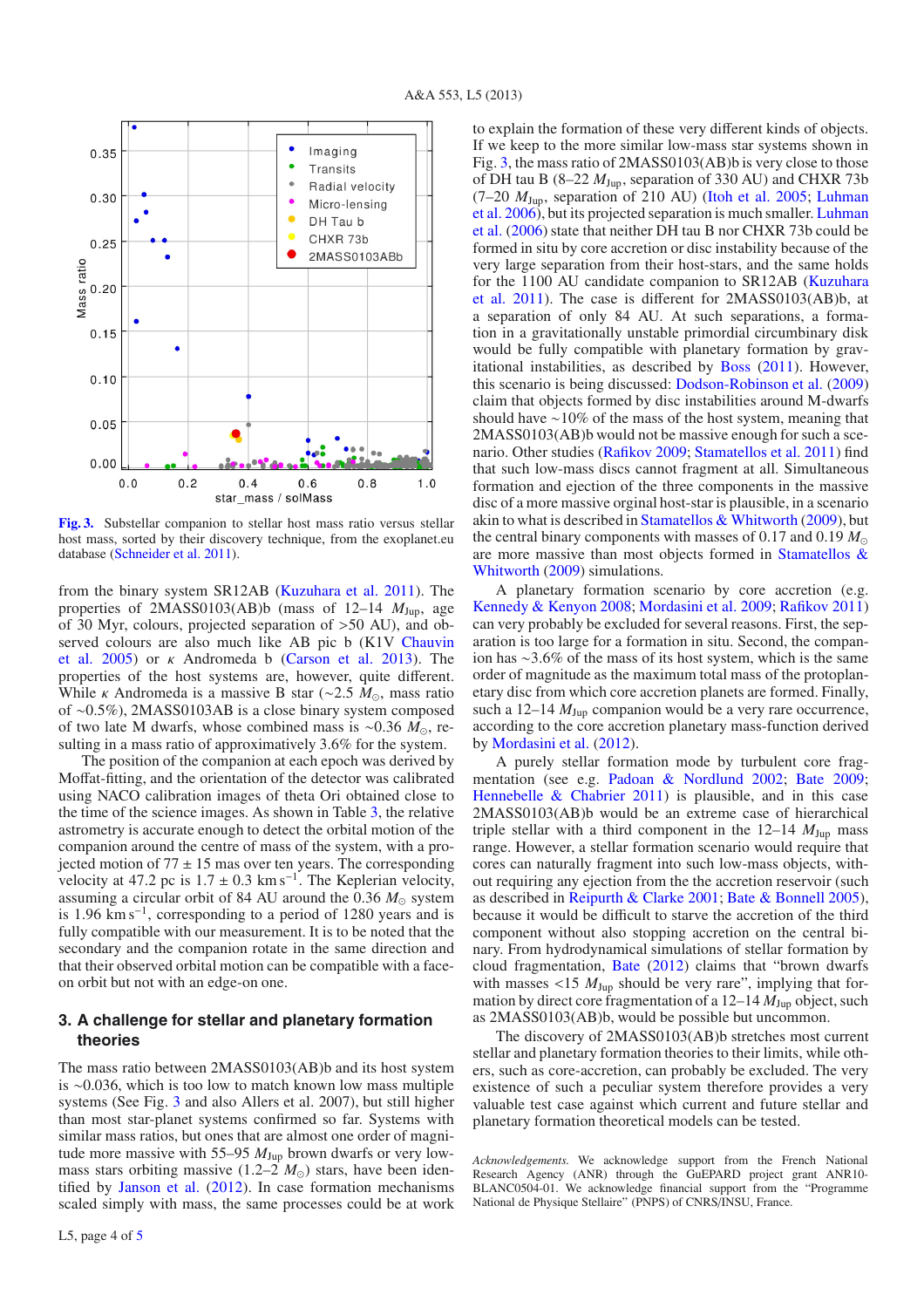Fig. 3. Substellar companion to stellar host mass ratio versus stellar host mass, sorted by their discovery technique, from the exoplanet.eu database (Schneider et al. 2011).

from the binary system SR12AB (Kuzuhara et al. 2011). The properties of 2MASS0103(AB)b (mass of 12–14 $M_{\rm Jup}$, age of 30 Myr, colours, projected separation of >50 AU), and observed colours are also much like AB pic b (K1V Chauvin et al. 2005) or $\kappa$ Andromeda b (Carson et al. 2013). The properties of the host systems are, however, quite different. While $\kappa$ Andromeda is a massive B star (~2.5 $M_\odot$, mass ratio of ~0.5%), 2MASS0103AB is a close binary system composed of two late M dwarfs, whose combined mass is ~0.36 $M_\odot$, resulting in a mass ratio of approximately 3.6% for the system.

The position of the companion at each epoch was derived by Moffat-fitting, and the orientation of the detector was calibrated using NACO calibration images of theta Ori obtained close to the time of the science images. As shown in Table 3, the relative astrometry is accurate enough to detect the orbital motion of the companion around the centre of mass of the system, with a projected motion of 77 ± 15 mas over ten years. The corresponding velocity at 47.2 pc is 1.7 ± 0.3 km s$^{-1}$. The Keplerian velocity, assuming a circular orbit of 84 AU around the 0.36 $M_\odot$ system is 1.96 km s$^{-1}$, corresponding to a period of 1280 years and is fully compatible with our measurement. It is to be noted that the secondary and the companion rotate in the same direction and that their observed orbital motion can be compatible with a face-on orbit but not with an edge-on one.

## 3. A challenge for stellar and planetary formation theories

The mass ratio between 2MASS0103(AB)b and its host system is ~0.036, which is too low to match known low mass multiple systems (See Fig. 3 and also Allers et al. 2007), but still higher than most star-planet systems confirmed so far. Systems with similar mass ratios, but ones that are almost one order of magnitude more massive with 55–95 $M_{\rm Jup}$ brown dwarfs or very low-mass stars orbiting massive (1.2–2 $M_\odot$) stars, have been identified by Janson et al. (2012). In case formation mechanisms scaled simply with mass, the same processes could be at work to explain the formation of these very different kinds of objects. If we keep to the more similar low-mass star systems shown in Fig. 3, the mass ratio of 2MASS0103(AB)b is very close to those of DH tau B (8–22 $M_{\rm Jup}$, separation of 330 AU) and CHXR 73b (7–20 $M_{\rm Jup}$, separation of 210 AU) (Itoh et al. 2005; Luhman et al. 2006), but its projected separation is much smaller. Luhman et al. (2006) state that neither DH tau B nor CHXR 73b could be formed in situ by core accretion or disc instability because of the very large separation from their host-stars, and the same holds for the 1100 AU candidate companion to SR12AB (Kuzuhara et al. 2011). The case is different for 2MASS0103(AB)b, at a separation of only 84 AU. At such separations, a formation in a gravitationally unstable primordial circumbinary disk would be fully compatible with planetary formation by gravitational instabilities, as described by Boss (2011). However, this scenario is being discussed: Dodson-Robinson et al. (2009) claim that objects formed by disc instabilities around M-dwarfs should have ~10% of the mass of the host system, meaning that 2MASS0103(AB)b would not be massive enough for such a scenario. Other studies (Rafikov 2009; Stamatellos et al. 2011) find that such low-mass discs cannot fragment at all. Simultaneous formation and ejection of the three components in the massive disc of a more massive orginal host-star is plausible, in a scenario akin to what is described in Stamatellos & Whitworth (2009), but the central binary components with masses of 0.17 and 0.19 $M_\odot$ are more massive than most objects formed in Stamatellos & Whitworth (2009) simulations.

A planetary formation scenario by core accretion (e.g. Kennedy & Kenyon 2008; Mordasini et al. 2009; Rafikov 2011) can very probably be excluded for several reasons. First, the separation is too large for a formation in situ. Second, the companion has ~3.6% of the mass of its host system, which is the same order of magnitude as the maximum total mass of the protoplanetary disc from which core accretion planets are formed. Finally, such a 12–14 $M_{\rm Jup}$ companion would be a very rare occurrence, according to the core accretion planetary mass-function derived by Mordasini et al. (2012).

A purely stellar formation mode by turbulent core fragmentation (see e.g. Padoan & Nordlund 2002; Bate 2009; Hennebelle & Chabrier 2011) is plausible, and in this case 2MASS0103(AB)b would be an extreme case of hierarchical triple stellar with a third component in the 12–14 $M_{\rm Jup}$ mass range. However, a stellar formation scenario would require that cores can naturally fragment into such low-mass objects, without requiring any ejection from the accretion reservoir (such as described in Reipurth & Clarke 2001; Bate & Bonnell 2005), because it would be difficult to starve the accretion of the third component without also stopping accretion on the central binary. From hydrodynamical simulations of stellar formation by cloud fragmentation, Bate (2012) claims that "brown dwarfs with masses <15 $M_{\rm Jup}$ should be very rare", implying that formation by direct core fragmentation of a 12–14 $M_{\rm Jup}$ object, such as 2MASS0103(AB)b, would be possible but uncommon.

The discovery of 2MASS0103(AB)b stretches most current stellar and planetary formation theories to their limits, while others, such as core-accretion, can probably be excluded. The very existence of such a peculiar system therefore provides a very valuable test case against which current and future stellar and planetary formation theoretical models can be tested.

*Acknowledgements.* We acknowledge support from the French National Research Agency (ANR) through the GuEPARD project grant ANR10-BLANC0504-01. We acknowledge financial support from the "Programme National de Physique Stellaire" (PNPS) of CNRS/INSU, France.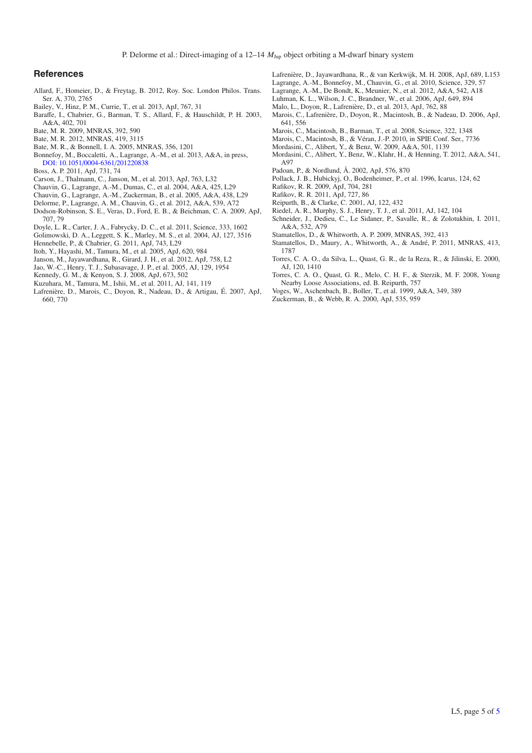## References

Allard, F., Homeier, D., & Freytag, B. 2012, Roy. Soc. London Philos. Trans. Ser. A, 370, 2765

Bailey, V., Hinz, P. M., Currie, T., et al. 2013, ApJ, 767, 31

Baraffe, I., Chabrier, G., Barman, T. S., Allard, F., & Hauschildt, P. H. 2003, A&A, 402, 701

Bate, M. R. 2009, MNRAS, 392, 590

Bate, M. R. 2012, MNRAS, 419, 3115

Bate, M. R., & Bonnell, I. A. 2005, MNRAS, 356, 1201

Bonnefoy, M., Boccaletti, A., Lagrange, A.-M., et al. 2013, A&A, in press, DOI: 10.1051/0004-6361/201220838

Boss, A. P. 2011, ApJ, 731, 74

Carson, J., Thalmann, C., Janson, M., et al. 2013, ApJ, 763, L32

Chauvin, G., Lagrange, A.-M., Dumas, C., et al. 2004, A&A, 425, L29

Chauvin, G., Lagrange, A.-M., Zuckerman, B., et al. 2005, A&A, 438, L29

Delorme, P., Lagrange, A. M., Chauvin, G., et al. 2012, A&A, 539, A72

Dodson-Robinson, S. E., Veras, D., Ford, E. B., & Beichman, C. A. 2009, ApJ, 707, 79

Doyle, L. R., Carter, J. A., Fabrycky, D. C., et al. 2011, Science, 333, 1602

Golimowski, D. A., Leggett, S. K., Marley, M. S., et al. 2004, AJ, 127, 3516

Hennebelle, P., & Chabrier, G. 2011, ApJ, 743, L29

Itoh, Y., Hayashi, M., Tamura, M., et al. 2005, ApJ, 620, 984

Janson, M., Jayawardhana, R., Girard, J. H., et al. 2012, ApJ, 758, L2

Jao, W.-C., Henry, T. J., Subasavage, J. P., et al. 2005, AJ, 129, 1954

Kennedy, G. M., & Kenyon, S. J. 2008, ApJ, 673, 502

Kuzuhara, M., Tamura, M., Ishii, M., et al. 2011, AJ, 141, 119

Lafrenière, D., Marois, C., Doyon, R., Nadeau, D., & Artigau, É. 2007, ApJ, 660, 770

Lafrenière, D., Jayawardhana, R., & van Kerkwijk, M. H. 2008, ApJ, 689, L153

Lagrange, A.-M., Bonnefoy, M., Chauvin, G., et al. 2010, Science, 329, 57

Lagrange, A.-M., De Bondt, K., Meunier, N., et al. 2012, A&A, 542, A18

Luhman, K. L., Wilson, J. C., Brandner, W., et al. 2006, ApJ, 649, 894

Malo, L., Doyon, R., Lafrenière, D., et al. 2013, ApJ, 762, 88

Marois, C., Lafrenière, D., Doyon, R., Macintosh, B., & Nadeau, D. 2006, ApJ, 641, 556

Marois, C., Macintosh, B., Barman, T., et al. 2008, Science, 322, 1348

Marois, C., Macintosh, B., & Véran, J.-P. 2010, in SPIE Conf. Ser., 7736

Mordasini, C., Alibert, Y., & Benz, W. 2009, A&A, 501, 1139

Mordasini, C., Alibert, Y., Benz, W., Klahr, H., & Henning, T. 2012, A&A, 541, A97

Padoan, P., & Nordlund, Å. 2002, ApJ, 576, 870

Pollack, J. B., Hubickyj, O., Bodenheimer, P., et al. 1996, Icarus, 124, 62

Rafikov, R. R. 2009, ApJ, 704, 281

Rafikov, R. R. 2011, ApJ, 727, 86

Reipurth, B., & Clarke, C. 2001, AJ, 122, 432

Riedel, A. R., Murphy, S. J., Henry, T. J., et al. 2011, AJ, 142, 104

Schneider, J., Dedieu, C., Le Sidaner, P., Savalle, R., & Zolotukhin, I. 2011, A&A, 532, A79

Stamatellos, D., & Whitworth, A. P. 2009, MNRAS, 392, 413

Stamatellos, D., Maury, A., Whitworth, A., & André, P. 2011, MNRAS, 413, 1787

Torres, C. A. O., da Silva, L., Quast, G. R., de la Reza, R., & Jilinski, E. 2000, AJ, 120, 1410

Torres, C. A. O., Quast, G. R., Melo, C. H. F., & Sterzik, M. F. 2008, Young Nearby Loose Associations, ed. B. Reipurth, 757

Voges, W., Aschenbach, B., Boller, T., et al. 1999, A&A, 349, 389

Zuckerman, B., & Webb, R. A. 2000, ApJ, 535, 959